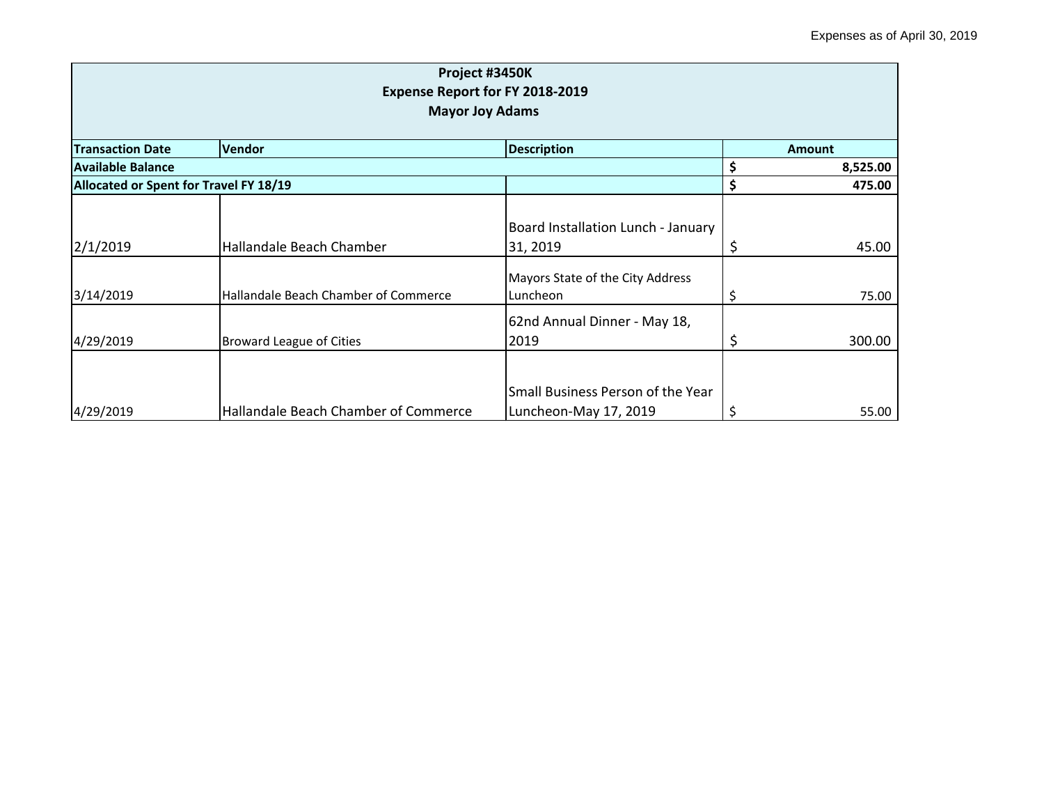Expenses as of April 30, 2019

| Project #3450K<br>Expense Report for FY 2018-2019<br>Mayor Joy Adams | | | |
|---|---|---|---|
| **Transaction Date** | **Vendor** | **Description** | **Amount** |
| **Available Balance** | | | **$ 8,525.00** |
| **Allocated or Spent for Travel FY 18/19** | | | **$ 475.00** |
| 2/1/2019 | Hallandale Beach Chamber | Board Installation Lunch - January 31, 2019 | $ 45.00 |
| 3/14/2019 | Hallandale Beach Chamber of Commerce | Mayors State of the City Address Luncheon | $ 75.00 |
| 4/29/2019 | Broward League of Cities | 62nd Annual Dinner - May 18, 2019 | $ 300.00 |
| 4/29/2019 | Hallandale Beach Chamber of Commerce | Small Business Person of the Year Luncheon-May 17, 2019 | $ 55.00 |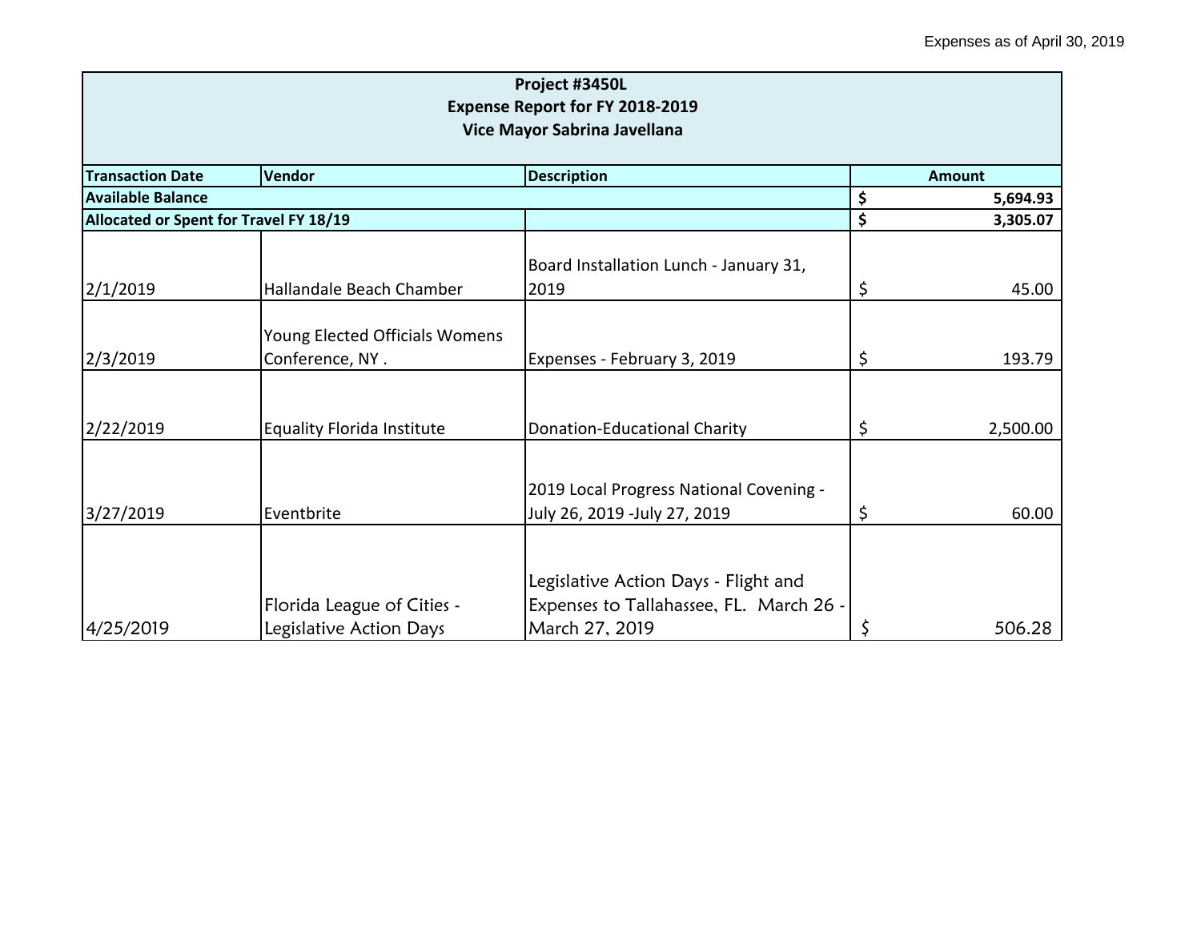Expenses as of April 30, 2019

| Project #3450L<br>Expense Report for FY 2018-2019<br>Vice Mayor Sabrina Javellana | | | |
|---|---|---|---|
| **Transaction Date** | **Vendor** | **Description** | **Amount** |
| **Available Balance** | | | **$ 5,694.93** |
| **Allocated or Spent for Travel FY 18/19** | | | **$ 3,305.07** |
| 2/1/2019 | Hallandale Beach Chamber | Board Installation Lunch - January 31, 2019 | $ 45.00 |
| 2/3/2019 | Young Elected Officials Womens Conference, NY . | Expenses - February 3, 2019 | $ 193.79 |
| 2/22/2019 | Equality Florida Institute | Donation-Educational Charity | $ 2,500.00 |
| 3/27/2019 | Eventbrite | 2019 Local Progress National Covening - July 26, 2019 -July 27, 2019 | $ 60.00 |
| 4/25/2019 | Florida League of Cities - Legislative Action Days | Legislative Action Days - Flight and Expenses to Tallahassee, FL. March 26 - March 27, 2019 | $ 506.28 |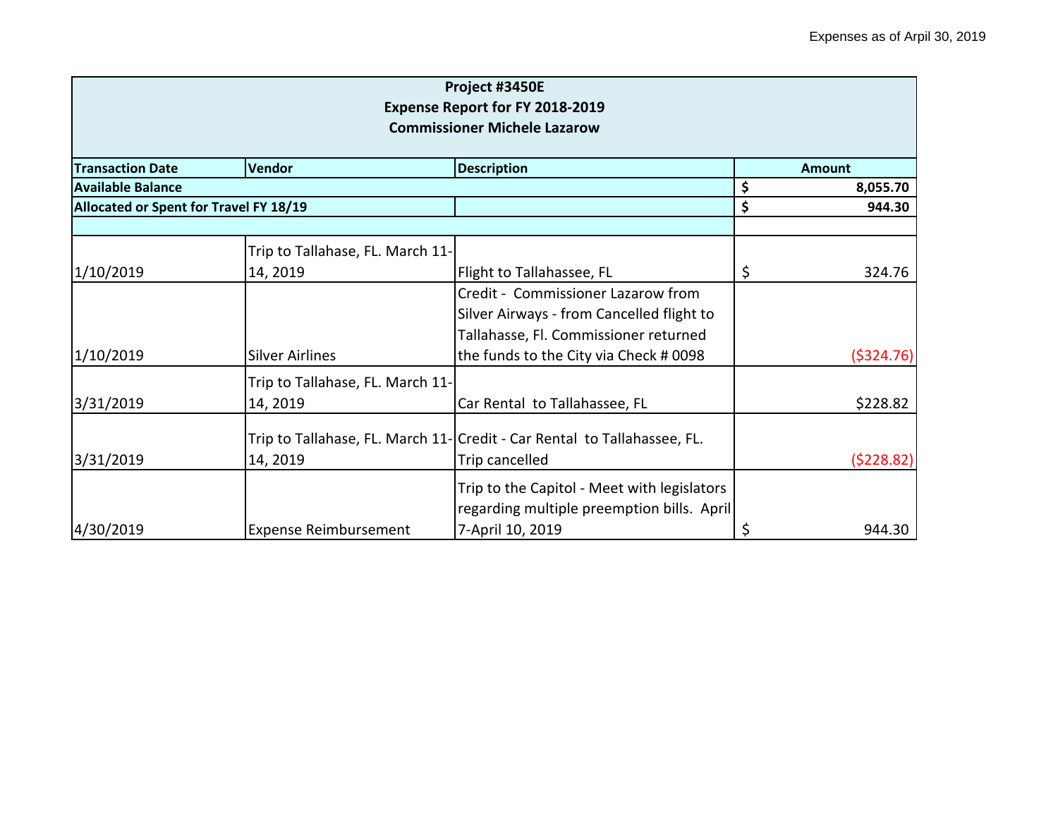Expenses as of April 30, 2019

| Project #3450E<br>Expense Report for FY 2018-2019<br>Commissioner Michele Lazarow | | | |
|---|---|---|---|
| **Transaction Date** | **Vendor** | **Description** | **Amount** |
| **Available Balance** | | | **$ 8,055.70** |
| **Allocated or Spent for Travel FY 18/19** | | | **$ 944.30** |
| | | | |
| 1/10/2019 | Trip to Tallahase, FL. March 11-14, 2019 | Flight to Tallahassee, FL | $ 324.76 |
| 1/10/2019 | Silver Airlines | Credit - Commissioner Lazarow from Silver Airways - from Cancelled flight to Tallahasse, Fl. Commissioner returned the funds to the City via Check # 0098 | ($324.76) |
| 3/31/2019 | Trip to Tallahase, FL. March 11-14, 2019 | Car Rental to Tallahassee, FL | $228.82 |
| 3/31/2019 | Trip to Tallahase, FL. March 11-14, 2019 | Credit - Car Rental to Tallahassee, FL. Trip cancelled | ($228.82) |
| 4/30/2019 | Expense Reimbursement | Trip to the Capitol - Meet with legislators regarding multiple preemption bills. April 7-April 10, 2019 | $ 944.30 |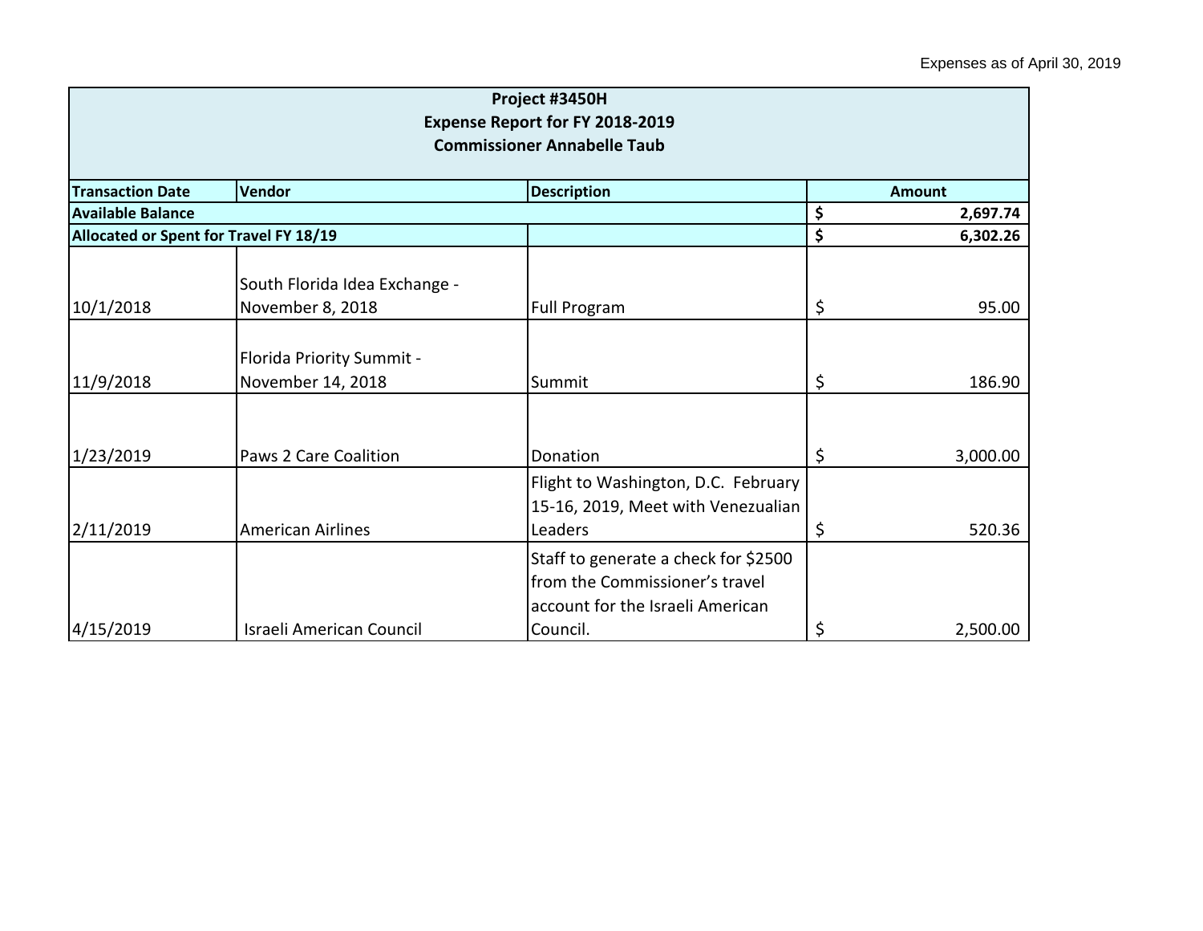Expenses as of April 30, 2019

| Project #3450H<br>Expense Report for FY 2018-2019<br>Commissioner Annabelle Taub | | | |
|---|---|---|---|
| **Transaction Date** | **Vendor** | **Description** | **Amount** |
| **Available Balance** | | | **$ 2,697.74** |
| **Allocated or Spent for Travel FY 18/19** | | | **$ 6,302.26** |
| 10/1/2018 | South Florida Idea Exchange - November 8, 2018 | Full Program | $ 95.00 |
| 11/9/2018 | Florida Priority Summit - November 14, 2018 | Summit | $ 186.90 |
| 1/23/2019 | Paws 2 Care Coalition | Donation | $ 3,000.00 |
| 2/11/2019 | American Airlines | Flight to Washington, D.C. February 15-16, 2019, Meet with Venezualian Leaders | $ 520.36 |
| 4/15/2019 | Israeli American Council | Staff to generate a check for $2500 from the Commissioner's travel account for the Israeli American Council. | $ 2,500.00 |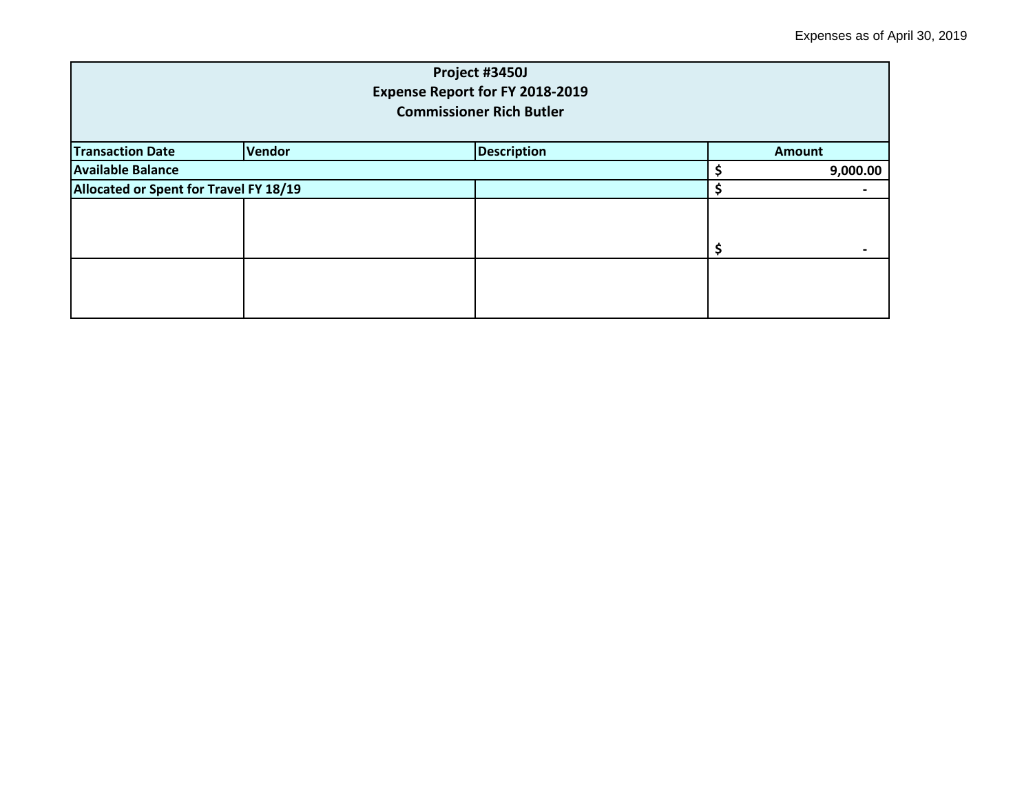Expenses as of April 30, 2019

| Project #3450J<br>Expense Report for FY 2018-2019<br>Commissioner Rich Butler | | | |
|---|---|---|---|
| **Transaction Date** | **Vendor** | **Description** | **Amount** |
| **Available Balance** | | | **$ 9,000.00** |
| **Allocated or Spent for Travel FY 18/19** | | | $ - |
| | | | $ - |
| | | | |